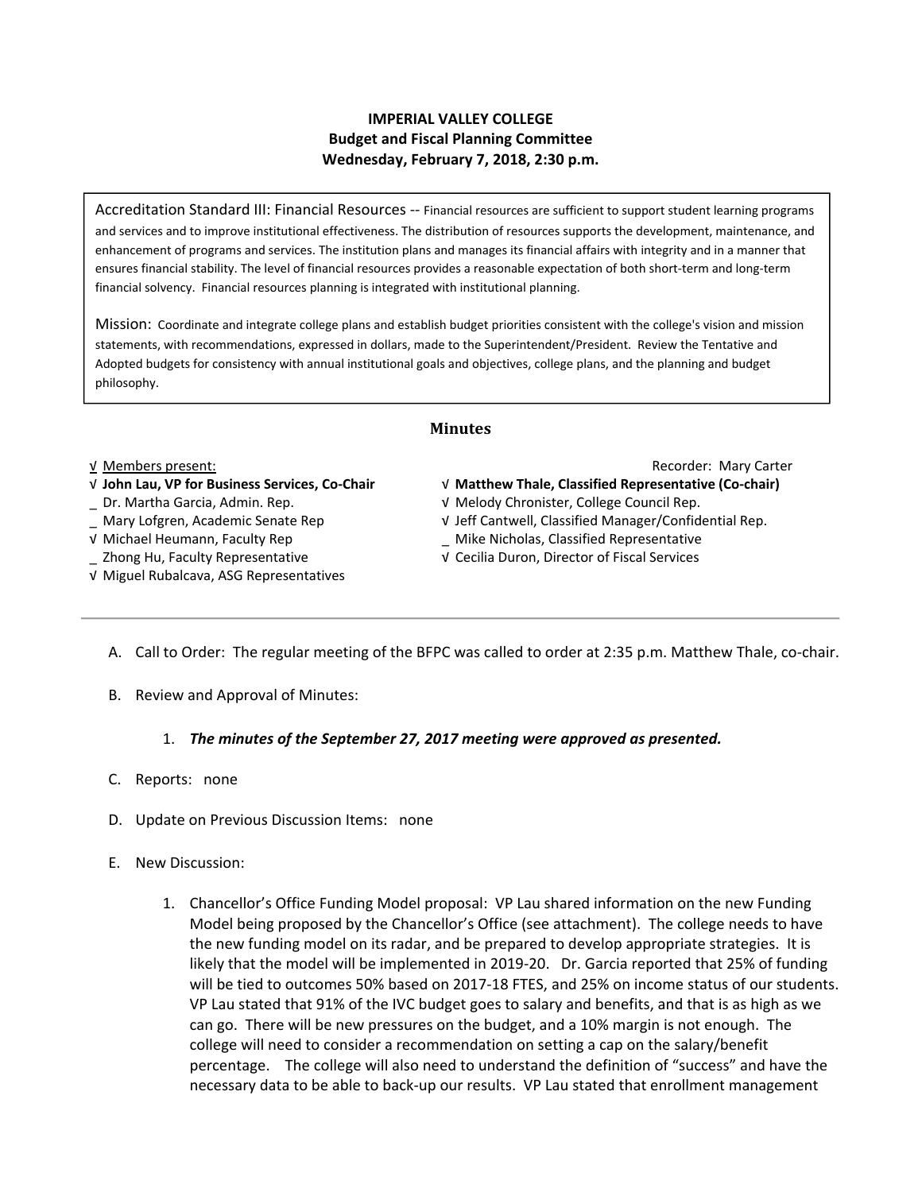**IMPERIAL VALLEY COLLEGE**
**Budget and Fiscal Planning Committee**
**Wednesday, February 7, 2018, 2:30 p.m.**

Accreditation Standard III: Financial Resources -- Financial resources are sufficient to support student learning programs and services and to improve institutional effectiveness. The distribution of resources supports the development, maintenance, and enhancement of programs and services. The institution plans and manages its financial affairs with integrity and in a manner that ensures financial stability. The level of financial resources provides a reasonable expectation of both short-term and long-term financial solvency. Financial resources planning is integrated with institutional planning.

Mission: Coordinate and integrate college plans and establish budget priorities consistent with the college's vision and mission statements, with recommendations, expressed in dollars, made to the Superintendent/President. Review the Tentative and Adopted budgets for consistency with annual institutional goals and objectives, college plans, and the planning and budget philosophy.

## Minutes

√ Members present:

√ **John Lau, VP for Business Services, Co-Chair**
_ Dr. Martha Garcia, Admin. Rep.
_ Mary Lofgren, Academic Senate Rep
√ Michael Heumann, Faculty Rep
_ Zhong Hu, Faculty Representative
√ Miguel Rubalcava, ASG Representatives

Recorder: Mary Carter

√ **Matthew Thale, Classified Representative (Co-chair)**
√ Melody Chronister, College Council Rep.
√ Jeff Cantwell, Classified Manager/Confidential Rep.
_ Mike Nicholas, Classified Representative
√ Cecilia Duron, Director of Fiscal Services

---

A. Call to Order: The regular meeting of the BFPC was called to order at 2:35 p.m. Matthew Thale, co-chair.

B. Review and Approval of Minutes:

   1. ***The minutes of the September 27, 2017 meeting were approved as presented.***

C. Reports: none

D. Update on Previous Discussion Items: none

E. New Discussion:

   1. Chancellor's Office Funding Model proposal: VP Lau shared information on the new Funding Model being proposed by the Chancellor's Office (see attachment). The college needs to have the new funding model on its radar, and be prepared to develop appropriate strategies. It is likely that the model will be implemented in 2019-20. Dr. Garcia reported that 25% of funding will be tied to outcomes 50% based on 2017-18 FTES, and 25% on income status of our students. VP Lau stated that 91% of the IVC budget goes to salary and benefits, and that is as high as we can go. There will be new pressures on the budget, and a 10% margin is not enough. The college will need to consider a recommendation on setting a cap on the salary/benefit percentage. The college will also need to understand the definition of "success" and have the necessary data to be able to back-up our results. VP Lau stated that enrollment management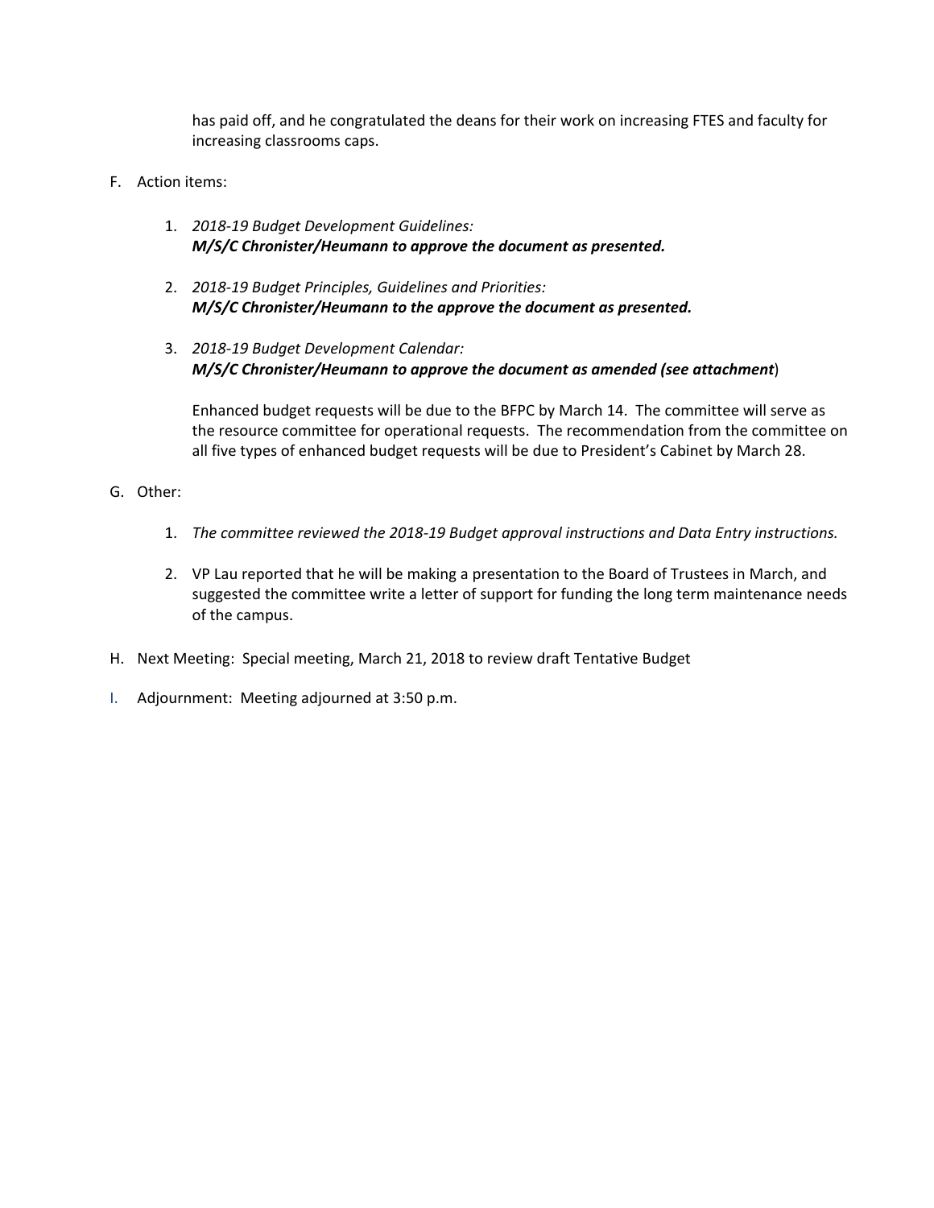has paid off, and he congratulated the deans for their work on increasing FTES and faculty for increasing classrooms caps.

F. Action items:

   1. *2018-19 Budget Development Guidelines:*
      ***M/S/C Chronister/Heumann to approve the document as presented.***

   2. *2018-19 Budget Principles, Guidelines and Priorities:*
      ***M/S/C Chronister/Heumann to the approve the document as presented.***

   3. *2018-19 Budget Development Calendar:*
      ***M/S/C Chronister/Heumann to approve the document as amended (see attachment***)

      Enhanced budget requests will be due to the BFPC by March 14. The committee will serve as the resource committee for operational requests. The recommendation from the committee on all five types of enhanced budget requests will be due to President's Cabinet by March 28.

G. Other:

   1. *The committee reviewed the 2018-19 Budget approval instructions and Data Entry instructions.*

   2. VP Lau reported that he will be making a presentation to the Board of Trustees in March, and suggested the committee write a letter of support for funding the long term maintenance needs of the campus.

H. Next Meeting: Special meeting, March 21, 2018 to review draft Tentative Budget

I. Adjournment: Meeting adjourned at 3:50 p.m.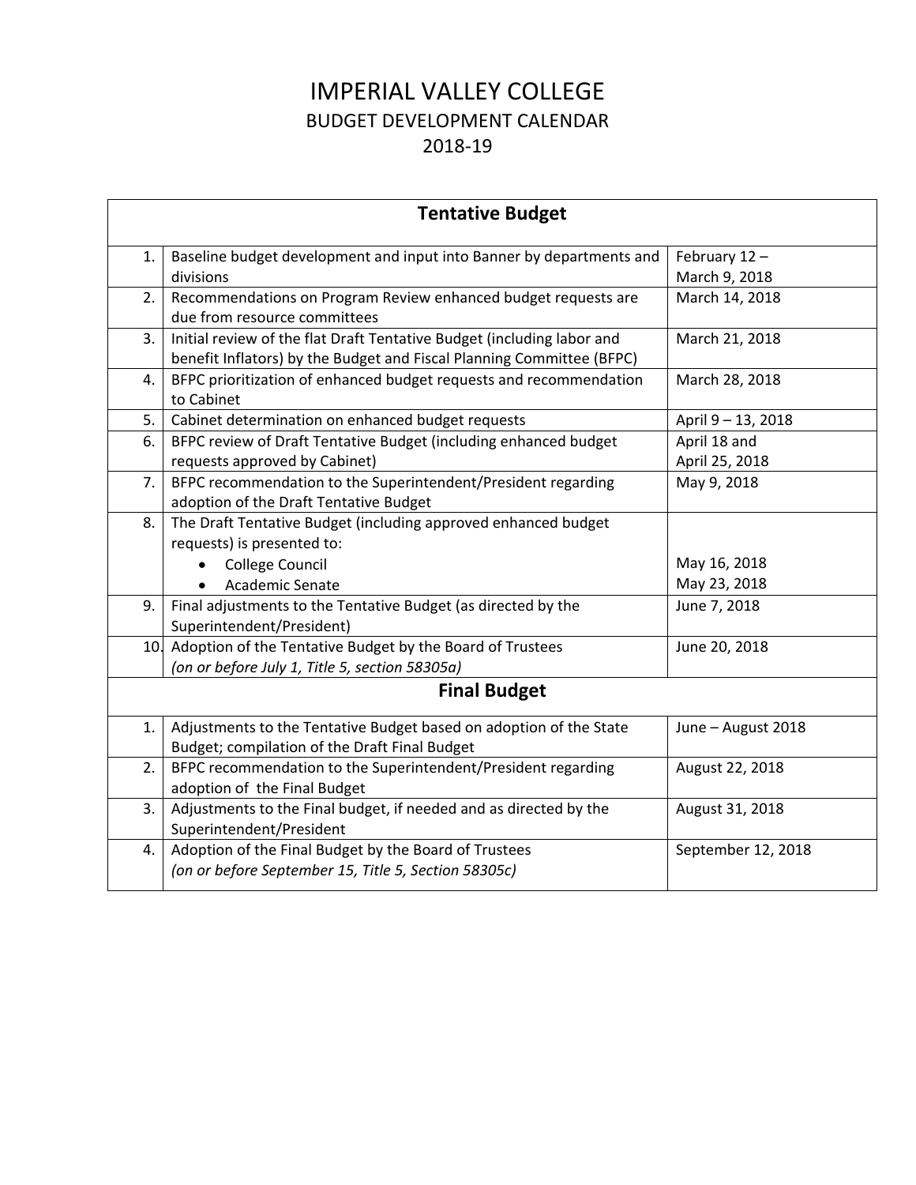# IMPERIAL VALLEY COLLEGE

## BUDGET DEVELOPMENT CALENDAR

## 2018-19

| | | |
|---|---|---|
| **Tentative Budget** | | |
| 1. | Baseline budget development and input into Banner by departments and divisions | February 12 – March 9, 2018 |
| 2. | Recommendations on Program Review enhanced budget requests are due from resource committees | March 14, 2018 |
| 3. | Initial review of the flat Draft Tentative Budget (including labor and benefit Inflators) by the Budget and Fiscal Planning Committee (BFPC) | March 21, 2018 |
| 4. | BFPC prioritization of enhanced budget requests and recommendation to Cabinet | March 28, 2018 |
| 5. | Cabinet determination on enhanced budget requests | April 9 – 13, 2018 |
| 6. | BFPC review of Draft Tentative Budget (including enhanced budget requests approved by Cabinet) | April 18 and April 25, 2018 |
| 7. | BFPC recommendation to the Superintendent/President regarding adoption of the Draft Tentative Budget | May 9, 2018 |
| 8. | The Draft Tentative Budget (including approved enhanced budget requests) is presented to:<br>• College Council<br>• Academic Senate | <br><br>May 16, 2018<br>May 23, 2018 |
| 9. | Final adjustments to the Tentative Budget (as directed by the Superintendent/President) | June 7, 2018 |
| 10. | Adoption of the Tentative Budget by the Board of Trustees<br>*(on or before July 1, Title 5, section 58305a)* | June 20, 2018 |
| **Final Budget** | | |
| 1. | Adjustments to the Tentative Budget based on adoption of the State Budget; compilation of the Draft Final Budget | June – August 2018 |
| 2. | BFPC recommendation to the Superintendent/President regarding adoption of the Final Budget | August 22, 2018 |
| 3. | Adjustments to the Final budget, if needed and as directed by the Superintendent/President | August 31, 2018 |
| 4. | Adoption of the Final Budget by the Board of Trustees<br>*(on or before September 15, Title 5, Section 58305c)* | September 12, 2018 |